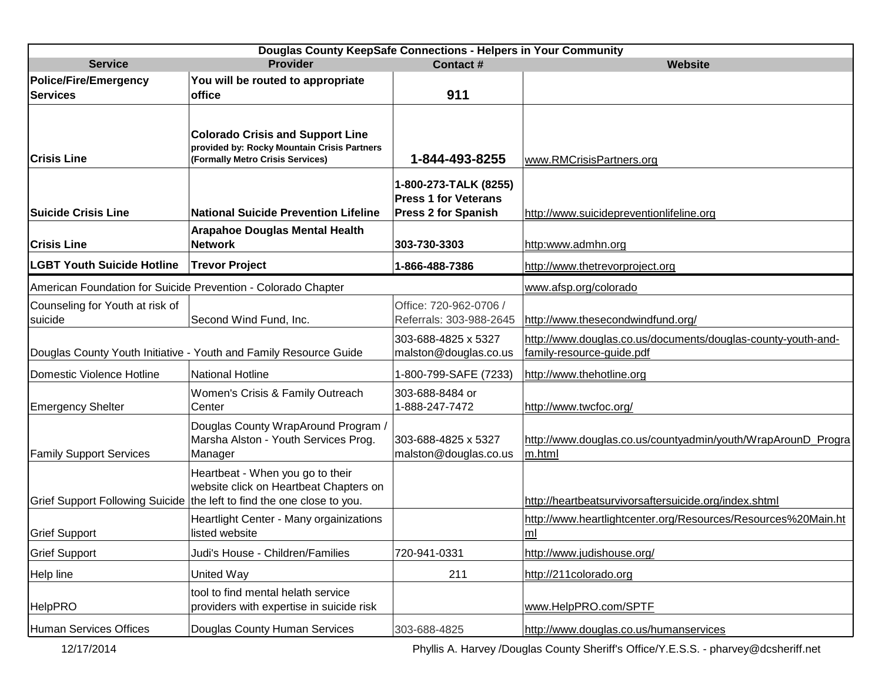| Douglas County KeepSafe Connections - Helpers in Your Community | | | |
|---|---|---|---|
| **Service** | **Provider** | **Contact #** | **Website** |
| **Police/Fire/Emergency Services** | **You will be routed to appropriate office** | **911** | |
| **Crisis Line** | **Colorado Crisis and Support Line** provided by: Rocky Mountain Crisis Partners (Formally Metro Crisis Services) | **1-844-493-8255** | www.RMCrisisPartners.org |
| **Suicide Crisis Line** | **National Suicide Prevention Lifeline** | **1-800-273-TALK (8255) Press 1 for Veterans Press 2 for Spanish** | http://www.suicidepreventionlifeline.org |
| **Crisis Line** | **Arapahoe Douglas Mental Health Network** | **303-730-3303** | http:www.admhn.org |
| **LGBT Youth Suicide Hotline** | **Trevor Project** | **1-866-488-7386** | http://www.thetrevorproject.org |
| American Foundation for Suicide Prevention - Colorado Chapter | | | www.afsp.org/colorado |
| Counseling for Youth at risk of suicide | Second Wind Fund, Inc. | Office: 720-962-0706 / Referrals: 303-988-2645 | http://www.thesecondwindfund.org/ |
| Douglas County Youth Initiative - Youth and Family Resource Guide | | 303-688-4825 x 5327 malston@douglas.co.us | http://www.douglas.co.us/documents/douglas-county-youth-and-family-resource-guide.pdf |
| Domestic Violence Hotline | National Hotline | 1-800-799-SAFE (7233) | http://www.thehotline.org |
| Emergency Shelter | Women's Crisis & Family Outreach Center | 303-688-8484 or 1-888-247-7472 | http://www.twcfoc.org/ |
| Family Support Services | Douglas County WrapAround Program / Marsha Alston - Youth Services Prog. Manager | 303-688-4825 x 5327 malston@douglas.co.us | http://www.douglas.co.us/countyadmin/youth/WrapArounD_Program.html |
| Grief Support Following Suicide | Heartbeat - When you go to their website click on Heartbeat Chapters on the left to find the one close to you. | | http://heartbeatsurvivorsaftersuicide.org/index.shtml |
| Grief Support | Heartlight Center - Many orgainizations listed website | | http://www.heartlightcenter.org/Resources/Resources%20Main.html |
| Grief Support | Judi's House - Children/Families | 720-941-0331 | http://www.judishouse.org/ |
| Help line | United Way | 211 | http://211colorado.org |
| HelpPRO | tool to find mental helath service providers with expertise in suicide risk | | www.HelpPRO.com/SPTF |
| Human Services Offices | Douglas County Human Services | 303-688-4825 | http://www.douglas.co.us/humanservices |

12/17/2014 Phyllis A. Harvey /Douglas County Sheriff's Office/Y.E.S.S. - pharvey@dcsheriff.net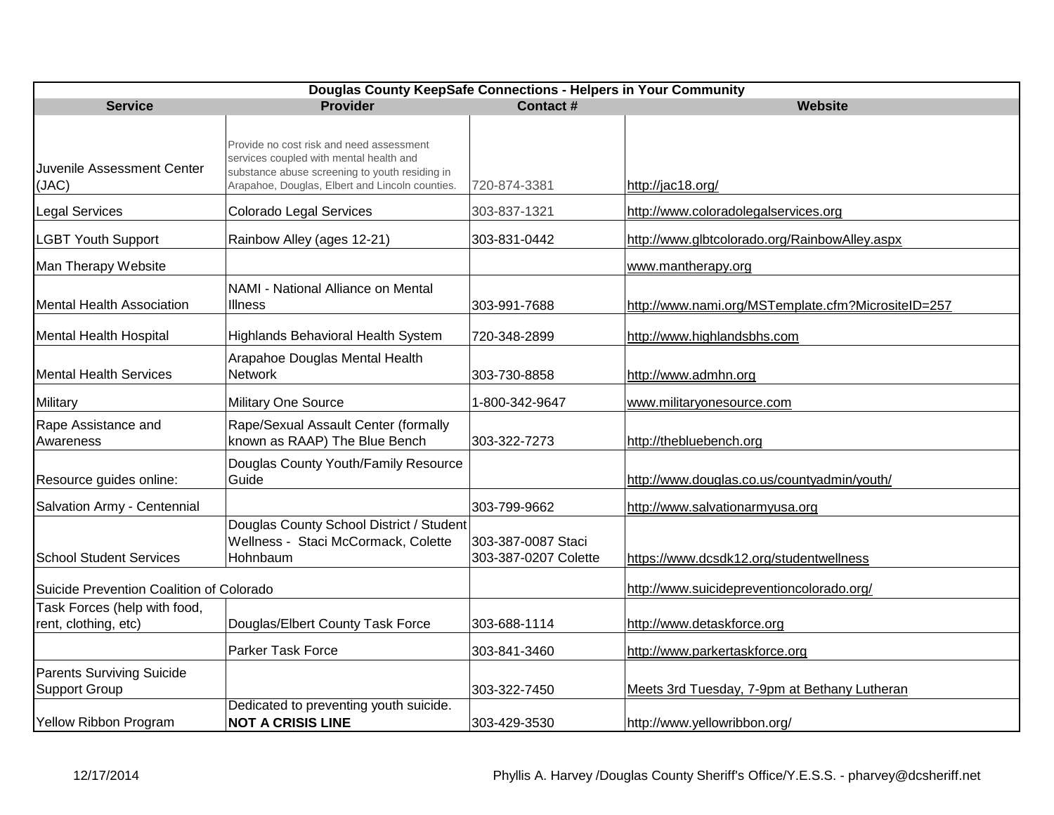| Douglas County KeepSafe Connections - Helpers in Your Community | | | |
|---|---|---|---|
| **Service** | **Provider** | **Contact #** | **Website** |
| Juvenile Assessment Center (JAC) | Provide no cost risk and need assessment services coupled with mental health and substance abuse screening to youth residing in Arapahoe, Douglas, Elbert and Lincoln counties. | 720-874-3381 | http://jac18.org/ |
| Legal Services | Colorado Legal Services | 303-837-1321 | http://www.coloradolegalservices.org |
| LGBT Youth Support | Rainbow Alley (ages 12-21) | 303-831-0442 | http://www.glbtcolorado.org/RainbowAlley.aspx |
| Man Therapy Website | | | www.mantherapy.org |
| Mental Health Association | NAMI - National Alliance on Mental Illness | 303-991-7688 | http://www.nami.org/MSTemplate.cfm?MicrositeID=257 |
| Mental Health Hospital | Highlands Behavioral Health System | 720-348-2899 | http://www.highlandsbhs.com |
| Mental Health Services | Arapahoe Douglas Mental Health Network | 303-730-8858 | http://www.admhn.org |
| Military | Military One Source | 1-800-342-9647 | www.militaryonesource.com |
| Rape Assistance and Awareness | Rape/Sexual Assault Center (formally known as RAAP) The Blue Bench | 303-322-7273 | http://thebluebench.org |
| Resource guides online: | Douglas County Youth/Family Resource Guide | | http://www.douglas.co.us/countyadmin/youth/ |
| Salvation Army - Centennial | | 303-799-9662 | http://www.salvationarmyusa.org |
| School Student Services | Douglas County School District / Student Wellness - Staci McCormack, Colette Hohnbaum | 303-387-0087 Staci 303-387-0207 Colette | https://www.dcsdk12.org/studentwellness |
| Suicide Prevention Coalition of Colorado | | | http://www.suicidepreventioncolorado.org/ |
| Task Forces (help with food, rent, clothing, etc) | Douglas/Elbert County Task Force | 303-688-1114 | http://www.detaskforce.org |
| | Parker Task Force | 303-841-3460 | http://www.parkertaskforce.org |
| Parents Surviving Suicide Support Group | | 303-322-7450 | Meets 3rd Tuesday, 7-9pm at Bethany Lutheran |
| Yellow Ribbon Program | Dedicated to preventing youth suicide. **NOT A CRISIS LINE** | 303-429-3530 | http://www.yellowribbon.org/ |

12/17/2014

Phyllis A. Harvey /Douglas County Sheriff's Office/Y.E.S.S. - pharvey@dcsheriff.net